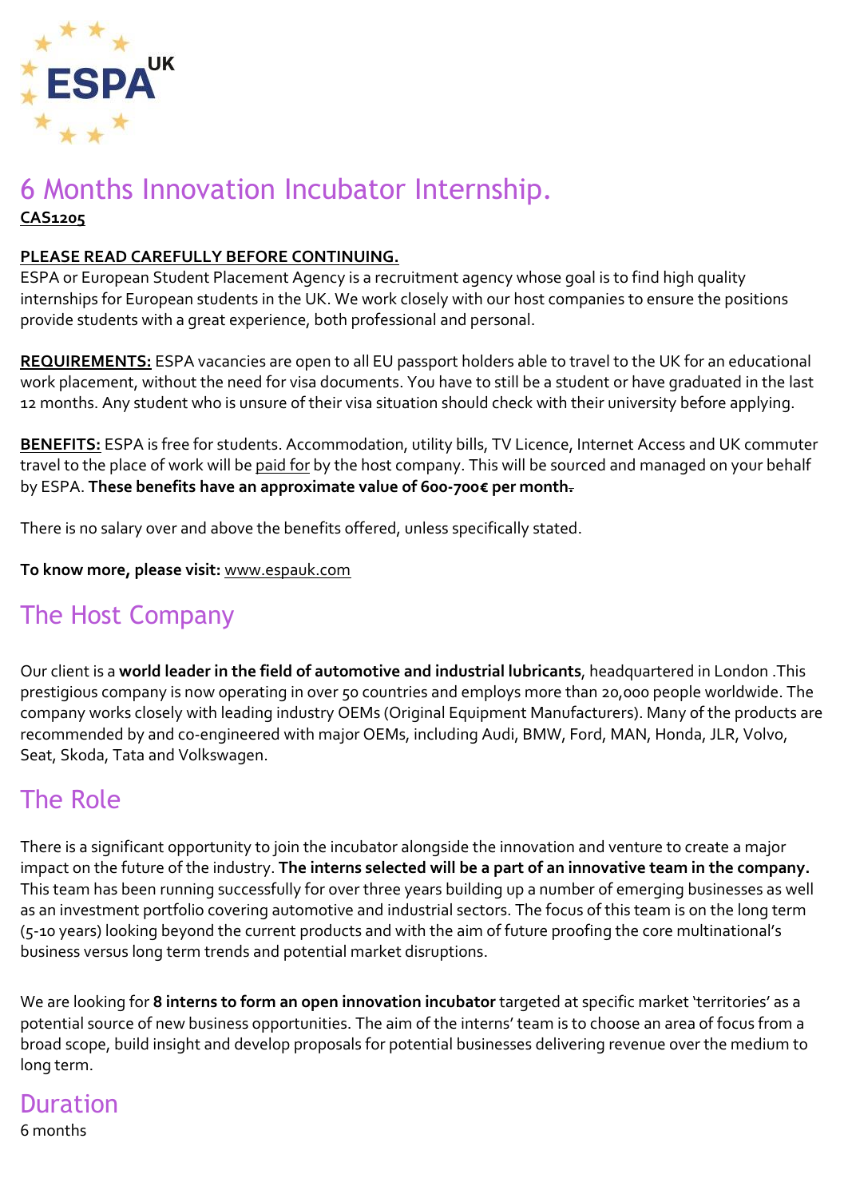ESPA UK

# 6 Months Innovation Incubator Internship.

**CAS1205**

**PLEASE READ CAREFULLY BEFORE CONTINUING.**

ESPA or European Student Placement Agency is a recruitment agency whose goal is to find high quality internships for European students in the UK. We work closely with our host companies to ensure the positions provide students with a great experience, both professional and personal.

**REQUIREMENTS:** ESPA vacancies are open to all EU passport holders able to travel to the UK for an educational work placement, without the need for visa documents. You have to still be a student or have graduated in the last 12 months. Any student who is unsure of their visa situation should check with their university before applying.

**BENEFITS:** ESPA is free for students. Accommodation, utility bills, TV Licence, Internet Access and UK commuter travel to the place of work will be paid for by the host company. This will be sourced and managed on your behalf by ESPA. **These benefits have an approximate value of 600-700€ per month.**

There is no salary over and above the benefits offered, unless specifically stated.

**To know more, please visit:** www.espauk.com

## The Host Company

Our client is a **world leader in the field of automotive and industrial lubricants**, headquartered in London .This prestigious company is now operating in over 50 countries and employs more than 20,000 people worldwide. The company works closely with leading industry OEMs (Original Equipment Manufacturers). Many of the products are recommended by and co-engineered with major OEMs, including Audi, BMW, Ford, MAN, Honda, JLR, Volvo, Seat, Skoda, Tata and Volkswagen.

## The Role

There is a significant opportunity to join the incubator alongside the innovation and venture to create a major impact on the future of the industry. **The interns selected will be a part of an innovative team in the company.** This team has been running successfully for over three years building up a number of emerging businesses as well as an investment portfolio covering automotive and industrial sectors. The focus of this team is on the long term (5-10 years) looking beyond the current products and with the aim of future proofing the core multinational's business versus long term trends and potential market disruptions.

We are looking for **8 interns to form an open innovation incubator** targeted at specific market 'territories' as a potential source of new business opportunities. The aim of the interns' team is to choose an area of focus from a broad scope, build insight and develop proposals for potential businesses delivering revenue over the medium to long term.

## Duration

6 months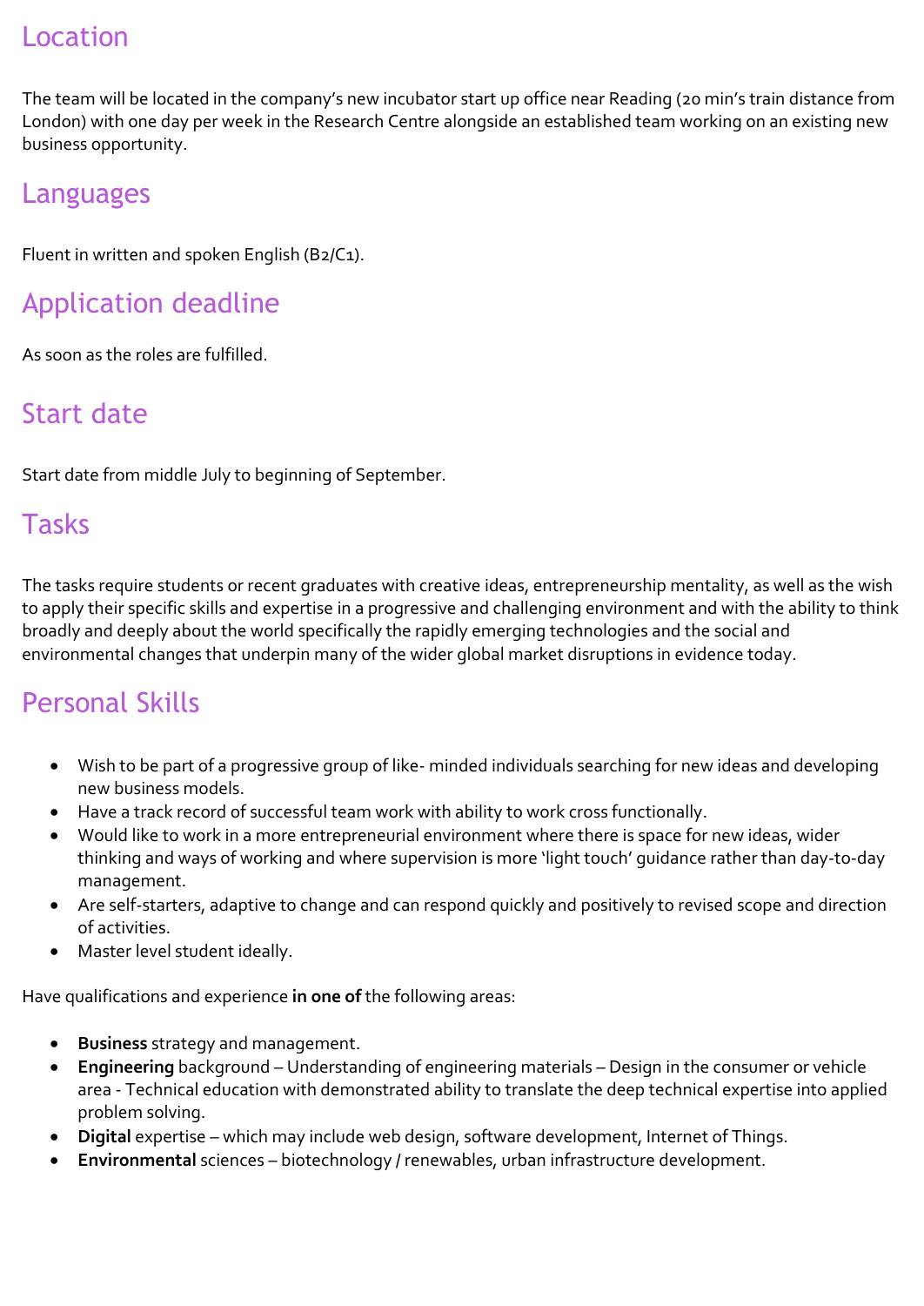## Location

The team will be located in the company's new incubator start up office near Reading (20 min's train distance from London) with one day per week in the Research Centre alongside an established team working on an existing new business opportunity.

## Languages

Fluent in written and spoken English (B2/C1).

## Application deadline

As soon as the roles are fulfilled.

## Start date

Start date from middle July to beginning of September.

## Tasks

The tasks require students or recent graduates with creative ideas, entrepreneurship mentality, as well as the wish to apply their specific skills and expertise in a progressive and challenging environment and with the ability to think broadly and deeply about the world specifically the rapidly emerging technologies and the social and environmental changes that underpin many of the wider global market disruptions in evidence today.

## Personal Skills

- Wish to be part of a progressive group of like- minded individuals searching for new ideas and developing new business models.
- Have a track record of successful team work with ability to work cross functionally.
- Would like to work in a more entrepreneurial environment where there is space for new ideas, wider thinking and ways of working and where supervision is more 'light touch' guidance rather than day-to-day management.
- Are self-starters, adaptive to change and can respond quickly and positively to revised scope and direction of activities.
- Master level student ideally.

Have qualifications and experience **in one of** the following areas:

- **Business** strategy and management.
- **Engineering** background – Understanding of engineering materials – Design in the consumer or vehicle area - Technical education with demonstrated ability to translate the deep technical expertise into applied problem solving.
- **Digital** expertise – which may include web design, software development, Internet of Things.
- **Environmental** sciences – biotechnology / renewables, urban infrastructure development.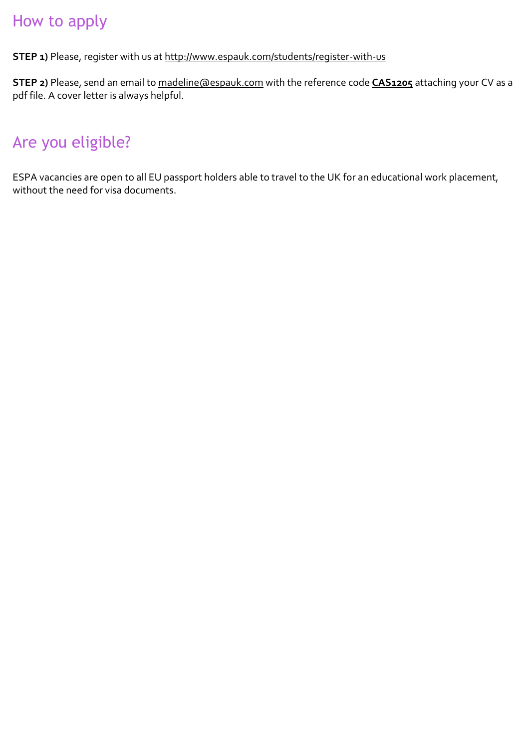## How to apply

**STEP 1)** Please, register with us at http://www.espauk.com/students/register-with-us

**STEP 2)** Please, send an email to madeline@espauk.com with the reference code **CAS1205** attaching your CV as a pdf file. A cover letter is always helpful.

## Are you eligible?

ESPA vacancies are open to all EU passport holders able to travel to the UK for an educational work placement, without the need for visa documents.